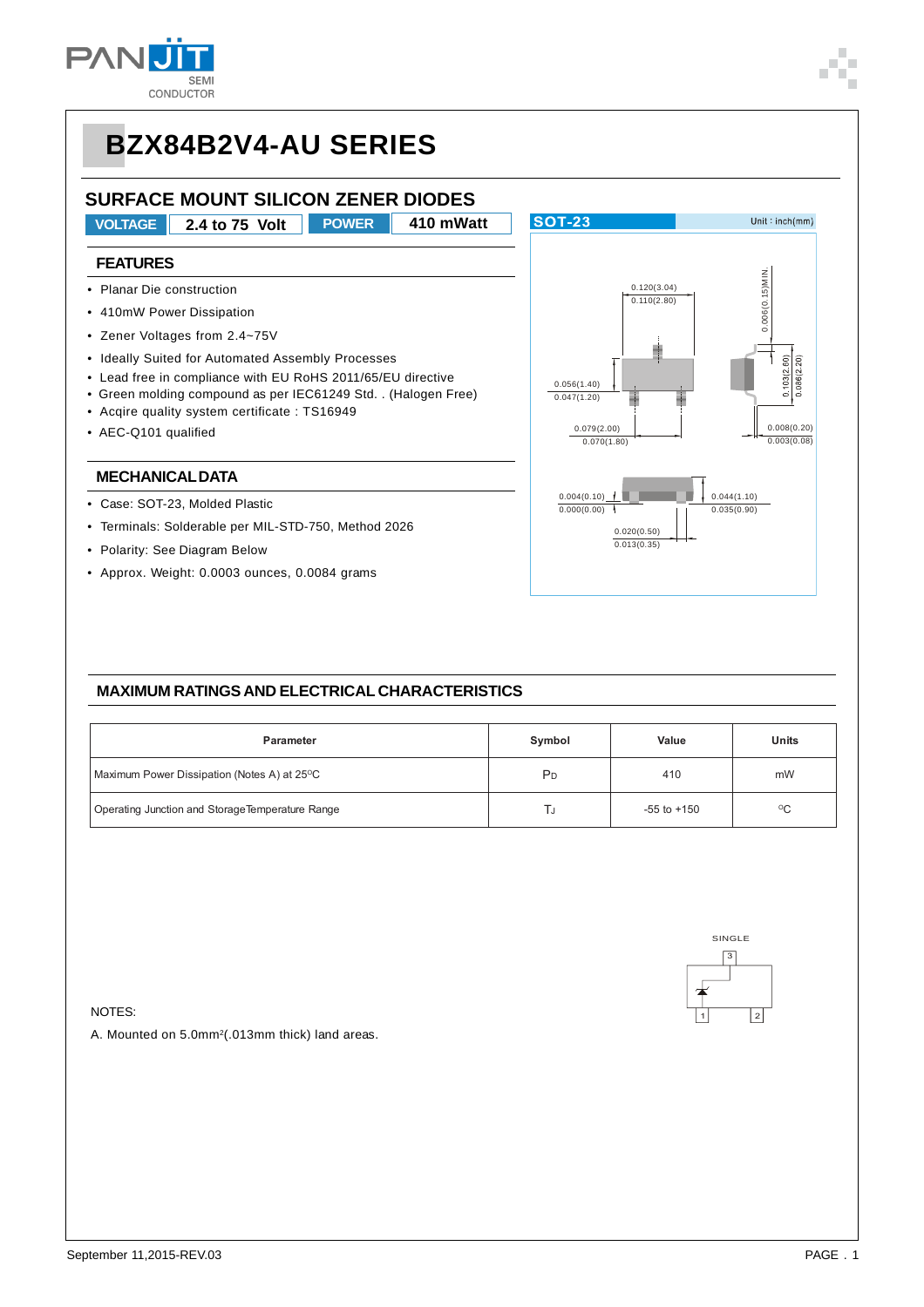# BZX84B2V4-AU SERIES

## SURFACE MOUNT SILICON ZENER DIODES

| VOLTAGE | 2.4 to 75 Volt | POWER | 410 mWatt |
|---|---|---|---|

### FEATURES

- Planar Die construction
- 410mW Power Dissipation
- Zener Voltages from 2.4~75V
- Ideally Suited for Automated Assembly Processes
- Lead free in compliance with EU RoHS 2011/65/EU directive
- Green molding compound as per IEC61249 Std. . (Halogen Free)
- Acqire quality system certificate : TS16949
- AEC-Q101 qualified

### MECHANICAL DATA

- Case: SOT-23, Molded Plastic
- Terminals: Solderable per MIL-STD-750, Method 2026
- Polarity: See Diagram Below
- Approx. Weight: 0.0003 ounces, 0.0084 grams

SOT-23 Unit : inch(mm)

0.120(3.04) 0.110(2.80)
0.006(0.15)MIN.
0.056(1.40) 0.047(1.20)
0.103(2.60) 0.086(2.20)
0.079(2.00) 0.070(1.80)
0.008(0.20) 0.003(0.08)
0.004(0.10) 0.000(0.00)
0.044(1.10) 0.035(0.90)
0.020(0.50) 0.013(0.35)

### MAXIMUM RATINGS AND ELECTRICAL CHARACTERISTICS

| Parameter | Symbol | Value | Units |
|---|---|---|---|
| Maximum Power Dissipation (Notes A) at 25°C | $P_D$ | 410 | mW |
| Operating Junction and Storage Temperature Range | $T_J$ | -55 to +150 | °C |

SINGLE

3

1 2

NOTES:

A. Mounted on 5.0mm²(.013mm thick) land areas.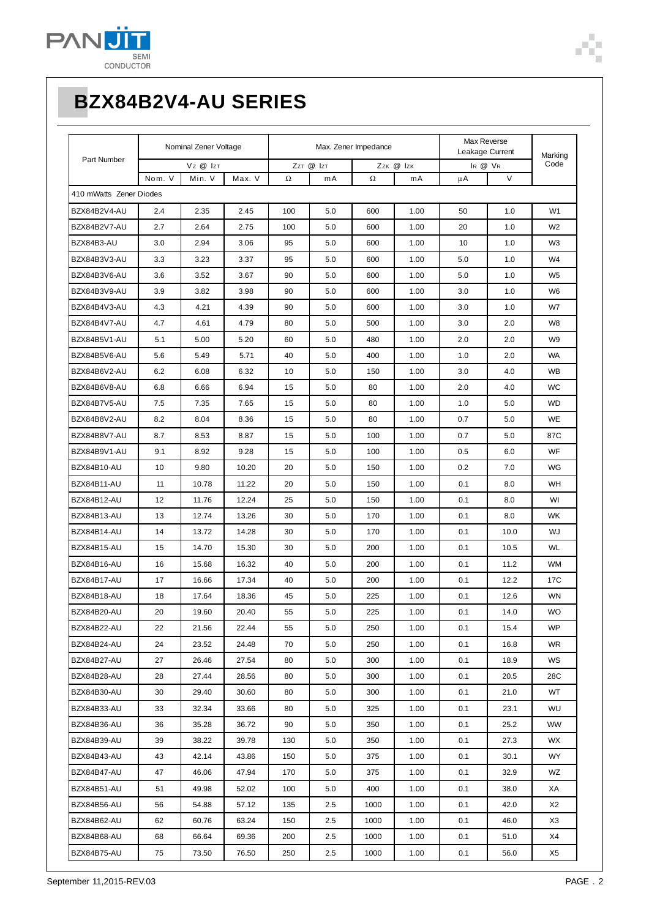# BZX84B2V4-AU SERIES

| Part Number | Nominal Zener Voltage | | | Max. Zener Impedance | | | | Max Reverse Leakage Current | | Marking Code |
|---|---|---|---|---|---|---|---|---|---|---|
| | $V_Z$ @ $I_{ZT}$ | | | $Z_{ZT}$ @ $I_{ZT}$ | | $Z_{ZK}$ @ $I_{ZK}$ | | $I_R$ @ $V_R$ | | |
| | Nom. V | Min. V | Max. V | Ω | mA | Ω | mA | μA | V | |
| 410 mWatts Zener Diodes | | | | | | | | | | |
| BZX84B2V4-AU | 2.4 | 2.35 | 2.45 | 100 | 5.0 | 600 | 1.00 | 50 | 1.0 | W1 |
| BZX84B2V7-AU | 2.7 | 2.64 | 2.75 | 100 | 5.0 | 600 | 1.00 | 20 | 1.0 | W2 |
| BZX84B3-AU | 3.0 | 2.94 | 3.06 | 95 | 5.0 | 600 | 1.00 | 10 | 1.0 | W3 |
| BZX84B3V3-AU | 3.3 | 3.23 | 3.37 | 95 | 5.0 | 600 | 1.00 | 5.0 | 1.0 | W4 |
| BZX84B3V6-AU | 3.6 | 3.52 | 3.67 | 90 | 5.0 | 600 | 1.00 | 5.0 | 1.0 | W5 |
| BZX84B3V9-AU | 3.9 | 3.82 | 3.98 | 90 | 5.0 | 600 | 1.00 | 3.0 | 1.0 | W6 |
| BZX84B4V3-AU | 4.3 | 4.21 | 4.39 | 90 | 5.0 | 600 | 1.00 | 3.0 | 1.0 | W7 |
| BZX84B4V7-AU | 4.7 | 4.61 | 4.79 | 80 | 5.0 | 500 | 1.00 | 3.0 | 2.0 | W8 |
| BZX84B5V1-AU | 5.1 | 5.00 | 5.20 | 60 | 5.0 | 480 | 1.00 | 2.0 | 2.0 | W9 |
| BZX84B5V6-AU | 5.6 | 5.49 | 5.71 | 40 | 5.0 | 400 | 1.00 | 1.0 | 2.0 | WA |
| BZX84B6V2-AU | 6.2 | 6.08 | 6.32 | 10 | 5.0 | 150 | 1.00 | 3.0 | 4.0 | WB |
| BZX84B6V8-AU | 6.8 | 6.66 | 6.94 | 15 | 5.0 | 80 | 1.00 | 2.0 | 4.0 | WC |
| BZX84B7V5-AU | 7.5 | 7.35 | 7.65 | 15 | 5.0 | 80 | 1.00 | 1.0 | 5.0 | WD |
| BZX84B8V2-AU | 8.2 | 8.04 | 8.36 | 15 | 5.0 | 80 | 1.00 | 0.7 | 5.0 | WE |
| BZX84B8V7-AU | 8.7 | 8.53 | 8.87 | 15 | 5.0 | 100 | 1.00 | 0.7 | 5.0 | 87C |
| BZX84B9V1-AU | 9.1 | 8.92 | 9.28 | 15 | 5.0 | 100 | 1.00 | 0.5 | 6.0 | WF |
| BZX84B10-AU | 10 | 9.80 | 10.20 | 20 | 5.0 | 150 | 1.00 | 0.2 | 7.0 | WG |
| BZX84B11-AU | 11 | 10.78 | 11.22 | 20 | 5.0 | 150 | 1.00 | 0.1 | 8.0 | WH |
| BZX84B12-AU | 12 | 11.76 | 12.24 | 25 | 5.0 | 150 | 1.00 | 0.1 | 8.0 | WI |
| BZX84B13-AU | 13 | 12.74 | 13.26 | 30 | 5.0 | 170 | 1.00 | 0.1 | 8.0 | WK |
| BZX84B14-AU | 14 | 13.72 | 14.28 | 30 | 5.0 | 170 | 1.00 | 0.1 | 10.0 | WJ |
| BZX84B15-AU | 15 | 14.70 | 15.30 | 30 | 5.0 | 200 | 1.00 | 0.1 | 10.5 | WL |
| BZX84B16-AU | 16 | 15.68 | 16.32 | 40 | 5.0 | 200 | 1.00 | 0.1 | 11.2 | WM |
| BZX84B17-AU | 17 | 16.66 | 17.34 | 40 | 5.0 | 200 | 1.00 | 0.1 | 12.2 | 17C |
| BZX84B18-AU | 18 | 17.64 | 18.36 | 45 | 5.0 | 225 | 1.00 | 0.1 | 12.6 | WN |
| BZX84B20-AU | 20 | 19.60 | 20.40 | 55 | 5.0 | 225 | 1.00 | 0.1 | 14.0 | WO |
| BZX84B22-AU | 22 | 21.56 | 22.44 | 55 | 5.0 | 250 | 1.00 | 0.1 | 15.4 | WP |
| BZX84B24-AU | 24 | 23.52 | 24.48 | 70 | 5.0 | 250 | 1.00 | 0.1 | 16.8 | WR |
| BZX84B27-AU | 27 | 26.46 | 27.54 | 80 | 5.0 | 300 | 1.00 | 0.1 | 18.9 | WS |
| BZX84B28-AU | 28 | 27.44 | 28.56 | 80 | 5.0 | 300 | 1.00 | 0.1 | 20.5 | 28C |
| BZX84B30-AU | 30 | 29.40 | 30.60 | 80 | 5.0 | 300 | 1.00 | 0.1 | 21.0 | WT |
| BZX84B33-AU | 33 | 32.34 | 33.66 | 80 | 5.0 | 325 | 1.00 | 0.1 | 23.1 | WU |
| BZX84B36-AU | 36 | 35.28 | 36.72 | 90 | 5.0 | 350 | 1.00 | 0.1 | 25.2 | WW |
| BZX84B39-AU | 39 | 38.22 | 39.78 | 130 | 5.0 | 350 | 1.00 | 0.1 | 27.3 | WX |
| BZX84B43-AU | 43 | 42.14 | 43.86 | 150 | 5.0 | 375 | 1.00 | 0.1 | 30.1 | WY |
| BZX84B47-AU | 47 | 46.06 | 47.94 | 170 | 5.0 | 375 | 1.00 | 0.1 | 32.9 | WZ |
| BZX84B51-AU | 51 | 49.98 | 52.02 | 100 | 5.0 | 400 | 1.00 | 0.1 | 38.0 | XA |
| BZX84B56-AU | 56 | 54.88 | 57.12 | 135 | 2.5 | 1000 | 1.00 | 0.1 | 42.0 | X2 |
| BZX84B62-AU | 62 | 60.76 | 63.24 | 150 | 2.5 | 1000 | 1.00 | 0.1 | 46.0 | X3 |
| BZX84B68-AU | 68 | 66.64 | 69.36 | 200 | 2.5 | 1000 | 1.00 | 0.1 | 51.0 | X4 |
| BZX84B75-AU | 75 | 73.50 | 76.50 | 250 | 2.5 | 1000 | 1.00 | 0.1 | 56.0 | X5 |

September 11,2015-REV.03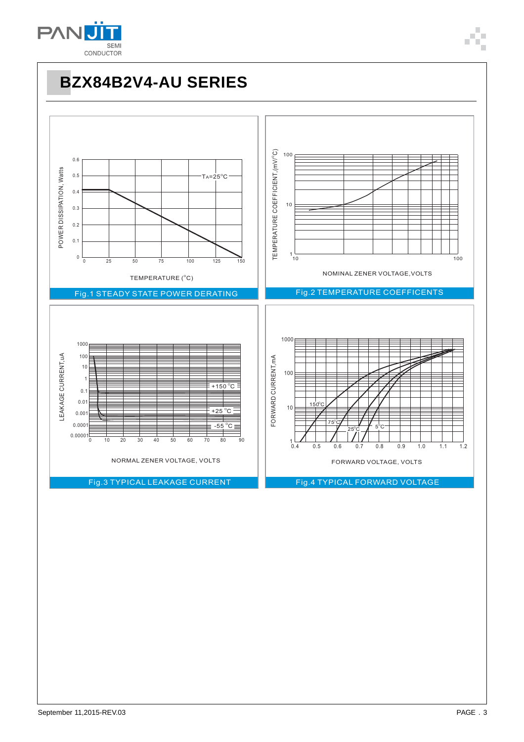# BZX84B2V4-AU SERIES

Fig.1 STEADY STATE POWER DERATING

Fig.2 TEMPERATURE COEFFICENTS

Fig.3 TYPICAL LEAKAGE CURRENT

Fig.4 TYPICAL FORWARD VOLTAGE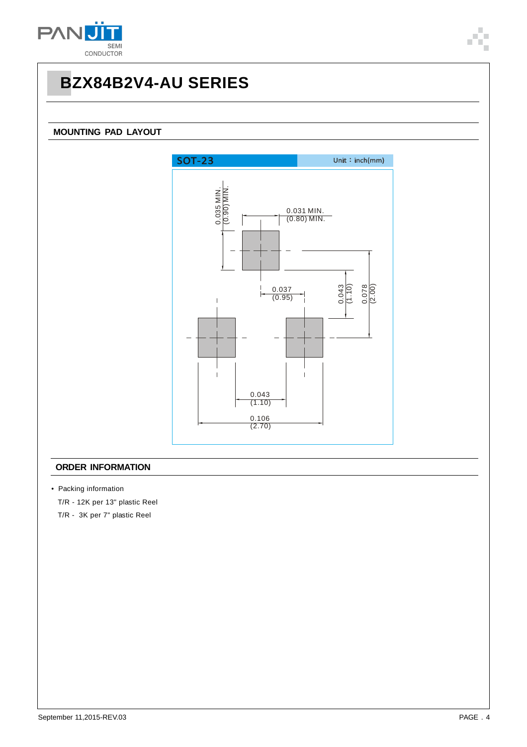# BZX84B2V4-AU SERIES

## MOUNTING PAD LAYOUT

SOT-23 Unit：inch(mm)

0.035 MIN. (0.90) MIN.

0.031 MIN. (0.80) MIN.

0.037 (0.95)

0.043 (1.10)

0.078 (2.00)

0.043 (1.10)

0.106 (2.70)

## ORDER INFORMATION

- Packing information

  T/R - 12K per 13" plastic Reel

  T/R - 3K per 7" plastic Reel

September 11,2015-REV.03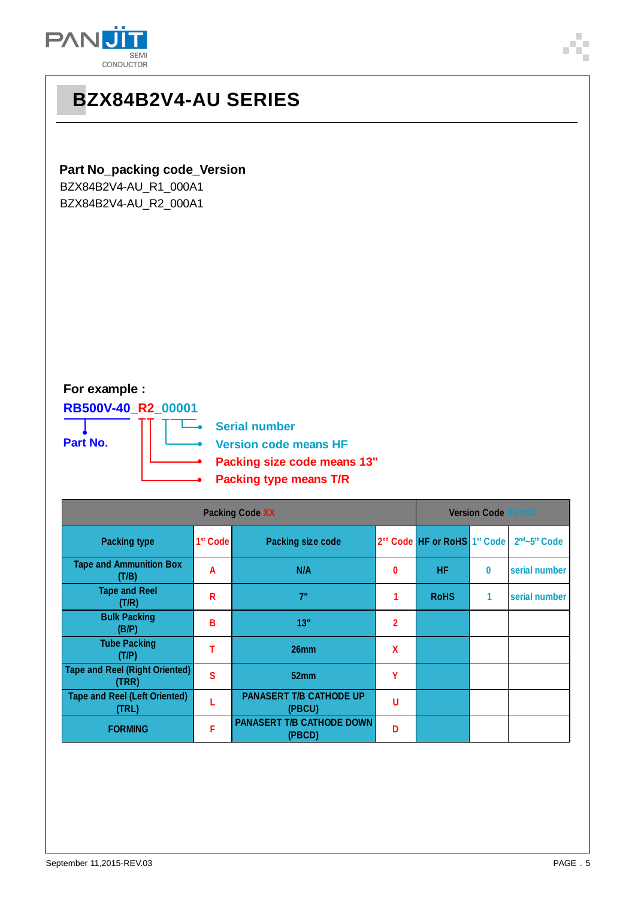# BZX84B2V4-AU SERIES

**Part No_packing code_Version**

BZX84B2V4-AU_R1_000A1

BZX84B2V4-AU_R2_000A1

**For example :**

**RB500V-40_R2_00001**

**Part No.**

- **Serial number**
- **Version code means HF**
- **Packing size code means 13"**
- **Packing type means T/R**

| Packing Code XX | | | | Version Code XXXXX | | |
|---|---|---|---|---|---|---|
| Packing type | 1st Code | Packing size code | 2nd Code | HF or RoHS | 1st Code | 2nd~5th Code |
| Tape and Ammunition Box (T/B) | A | N/A | 0 | HF | 0 | serial number |
| Tape and Reel (T/R) | R | 7" | 1 | RoHS | 1 | serial number |
| Bulk Packing (B/P) | B | 13" | 2 | | | |
| Tube Packing (T/P) | T | 26mm | X | | | |
| Tape and Reel (Right Oriented) (TRR) | S | 52mm | Y | | | |
| Tape and Reel (Left Oriented) (TRL) | L | PANASERT T/B CATHODE UP (PBCU) | U | | | |
| FORMING | F | PANASERT T/B CATHODE DOWN (PBCD) | D | | | |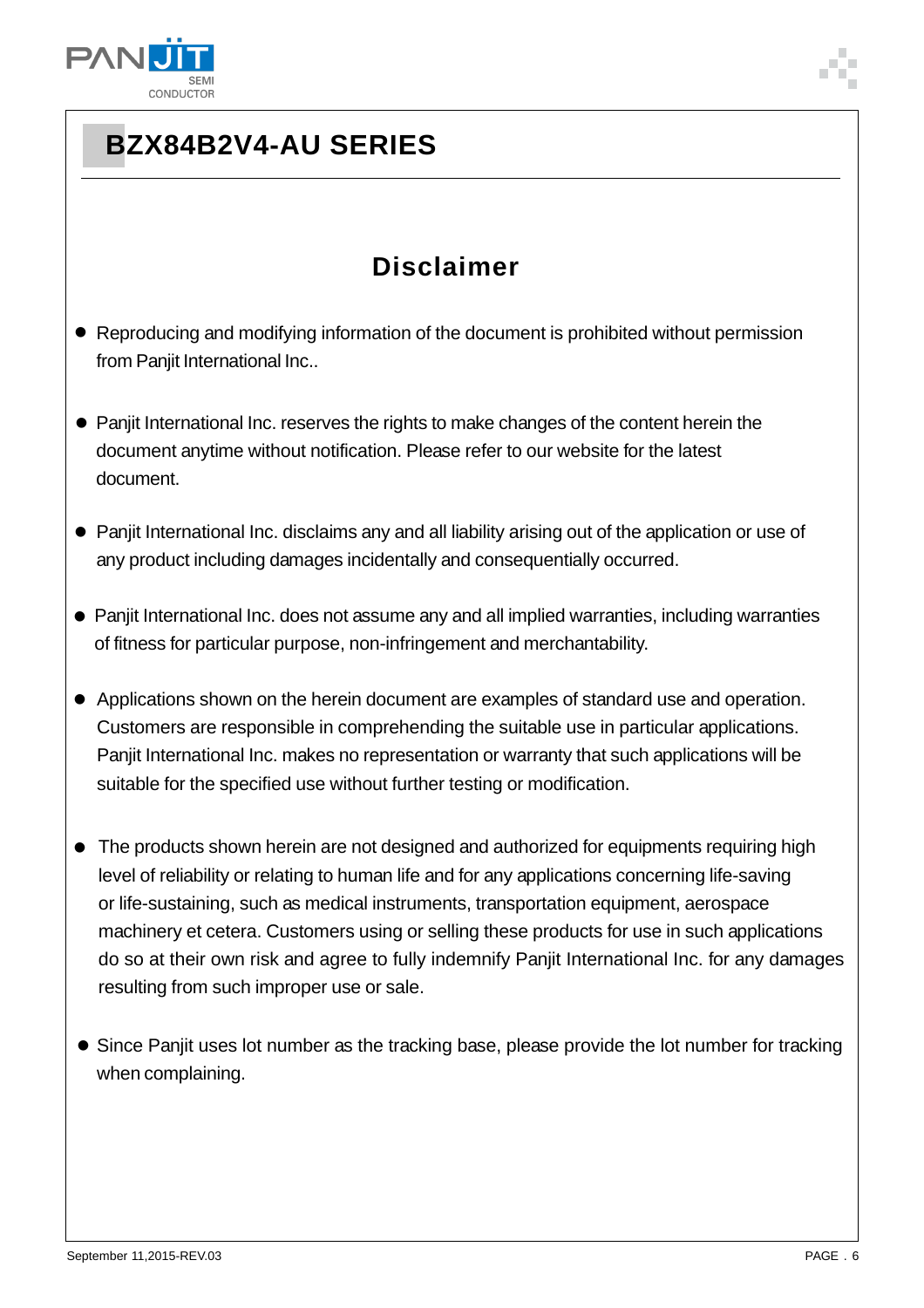# BZX84B2V4-AU SERIES

## Disclaimer

- Reproducing and modifying information of the document is prohibited without permission from Panjit International Inc..

- Panjit International Inc. reserves the rights to make changes of the content herein the document anytime without notification. Please refer to our website for the latest document.

- Panjit International Inc. disclaims any and all liability arising out of the application or use of any product including damages incidentally and consequentially occurred.

- Panjit International Inc. does not assume any and all implied warranties, including warranties of fitness for particular purpose, non-infringement and merchantability.

- Applications shown on the herein document are examples of standard use and operation. Customers are responsible in comprehending the suitable use in particular applications. Panjit International Inc. makes no representation or warranty that such applications will be suitable for the specified use without further testing or modification.

- The products shown herein are not designed and authorized for equipments requiring high level of reliability or relating to human life and for any applications concerning life-saving or life-sustaining, such as medical instruments, transportation equipment, aerospace machinery et cetera. Customers using or selling these products for use in such applications do so at their own risk and agree to fully indemnify Panjit International Inc. for any damages resulting from such improper use or sale.

- Since Panjit uses lot number as the tracking base, please provide the lot number for tracking when complaining.

September 11,2015-REV.03